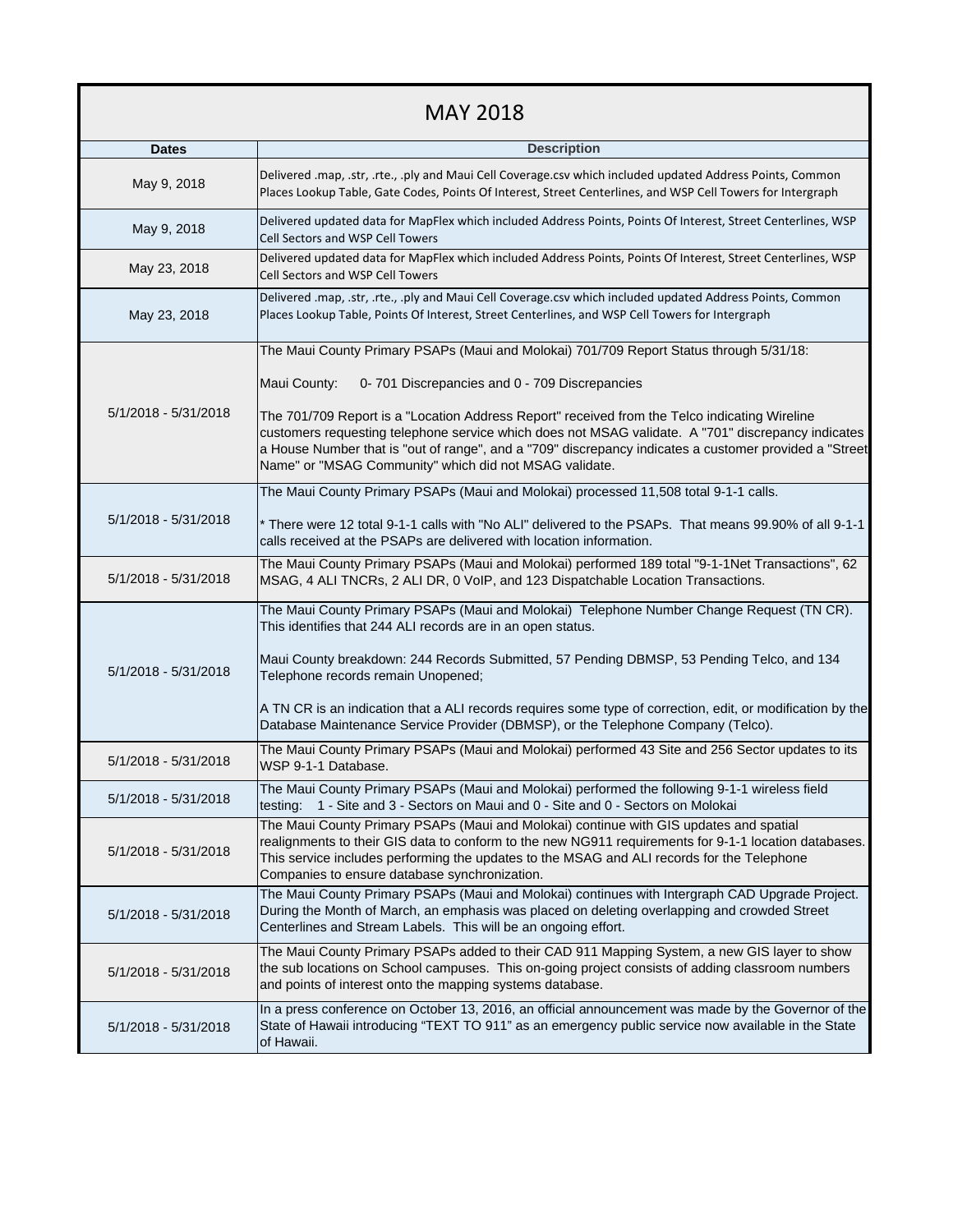# MAY 2018

| Dates | Description |
|---|---|
| May 9, 2018 | Delivered .map, .str, .rte., .ply and Maui Cell Coverage.csv which included updated Address Points, Common Places Lookup Table, Gate Codes, Points Of Interest, Street Centerlines, and WSP Cell Towers for Intergraph |
| May 9, 2018 | Delivered updated data for MapFlex which included Address Points, Points Of Interest, Street Centerlines, WSP Cell Sectors and WSP Cell Towers |
| May 23, 2018 | Delivered updated data for MapFlex which included Address Points, Points Of Interest, Street Centerlines, WSP Cell Sectors and WSP Cell Towers |
| May 23, 2018 | Delivered .map, .str, .rte., .ply and Maui Cell Coverage.csv which included updated Address Points, Common Places Lookup Table, Points Of Interest, Street Centerlines, and WSP Cell Towers for Intergraph |
| 5/1/2018 - 5/31/2018 | The Maui County Primary PSAPs (Maui and Molokai) 701/709 Report Status through 5/31/18:<br><br>Maui County: 0- 701 Discrepancies and 0 - 709 Discrepancies<br><br>The 701/709 Report is a "Location Address Report" received from the Telco indicating Wireline customers requesting telephone service which does not MSAG validate. A "701" discrepancy indicates a House Number that is "out of range", and a "709" discrepancy indicates a customer provided a "Street Name" or "MSAG Community" which did not MSAG validate. |
| 5/1/2018 - 5/31/2018 | The Maui County Primary PSAPs (Maui and Molokai) processed 11,508 total 9-1-1 calls.<br><br>* There were 12 total 9-1-1 calls with "No ALI" delivered to the PSAPs. That means 99.90% of all 9-1-1 calls received at the PSAPs are delivered with location information. |
| 5/1/2018 - 5/31/2018 | The Maui County Primary PSAPs (Maui and Molokai) performed 189 total "9-1-1Net Transactions", 62 MSAG, 4 ALI TNCRs, 2 ALI DR, 0 VoIP, and 123 Dispatchable Location Transactions. |
| 5/1/2018 - 5/31/2018 | The Maui County Primary PSAPs (Maui and Molokai) Telephone Number Change Request (TN CR). This identifies that 244 ALI records are in an open status.<br><br>Maui County breakdown: 244 Records Submitted, 57 Pending DBMSP, 53 Pending Telco, and 134 Telephone records remain Unopened;<br><br>A TN CR is an indication that a ALI records requires some type of correction, edit, or modification by the Database Maintenance Service Provider (DBMSP), or the Telephone Company (Telco). |
| 5/1/2018 - 5/31/2018 | The Maui County Primary PSAPs (Maui and Molokai) performed 43 Site and 256 Sector updates to its WSP 9-1-1 Database. |
| 5/1/2018 - 5/31/2018 | The Maui County Primary PSAPs (Maui and Molokai) performed the following 9-1-1 wireless field testing: 1 - Site and 3 - Sectors on Maui and 0 - Site and 0 - Sectors on Molokai |
| 5/1/2018 - 5/31/2018 | The Maui County Primary PSAPs (Maui and Molokai) continue with GIS updates and spatial realignments to their GIS data to conform to the new NG911 requirements for 9-1-1 location databases. This service includes performing the updates to the MSAG and ALI records for the Telephone Companies to ensure database synchronization. |
| 5/1/2018 - 5/31/2018 | The Maui County Primary PSAPs (Maui and Molokai) continues with Intergraph CAD Upgrade Project. During the Month of March, an emphasis was placed on deleting overlapping and crowded Street Centerlines and Stream Labels. This will be an ongoing effort. |
| 5/1/2018 - 5/31/2018 | The Maui County Primary PSAPs added to their CAD 911 Mapping System, a new GIS layer to show the sub locations on School campuses. This on-going project consists of adding classroom numbers and points of interest onto the mapping systems database. |
| 5/1/2018 - 5/31/2018 | In a press conference on October 13, 2016, an official announcement was made by the Governor of the State of Hawaii introducing "TEXT TO 911" as an emergency public service now available in the State of Hawaii. |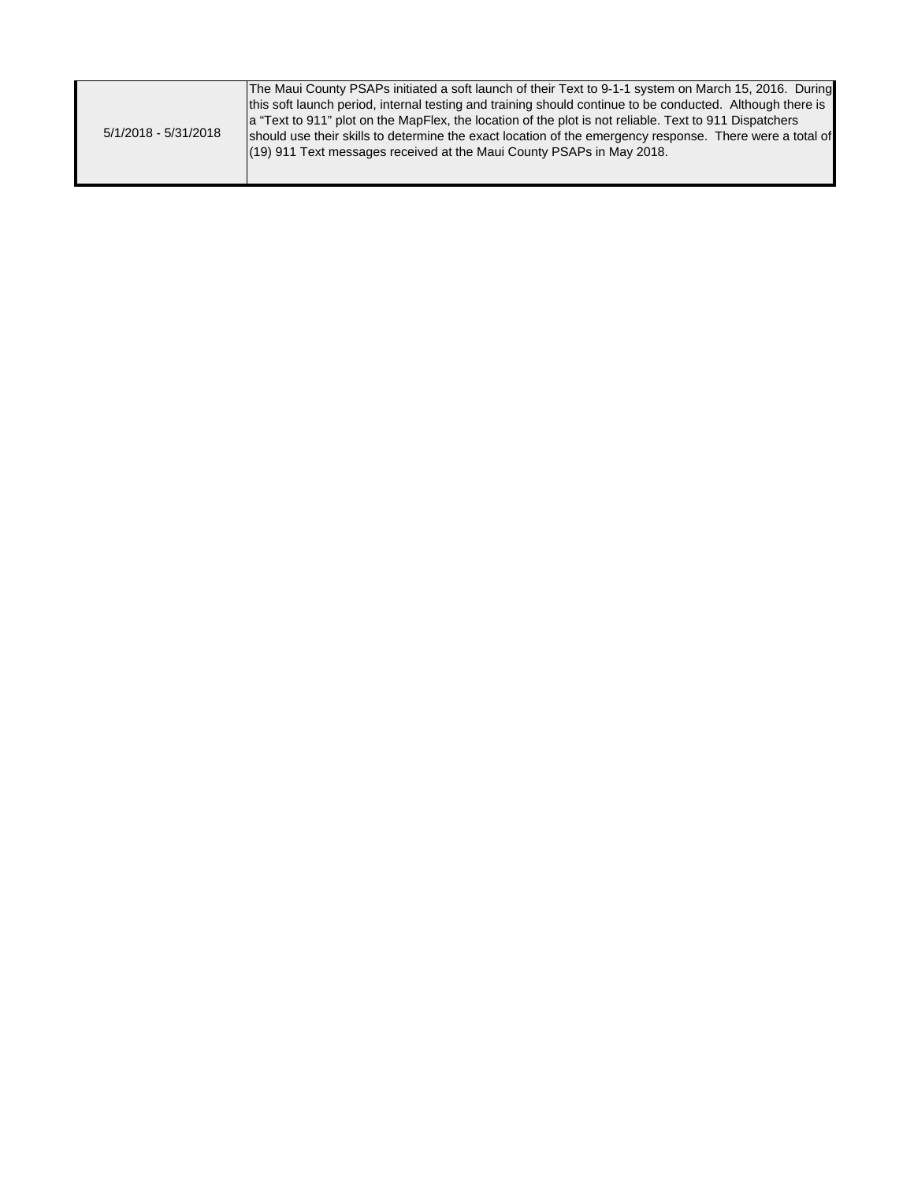| | |
|---|---|
| 5/1/2018 - 5/31/2018 | The Maui County PSAPs initiated a soft launch of their Text to 9-1-1 system on March 15, 2016. During this soft launch period, internal testing and training should continue to be conducted. Although there is a “Text to 911” plot on the MapFlex, the location of the plot is not reliable. Text to 911 Dispatchers should use their skills to determine the exact location of the emergency response. There were a total of (19) 911 Text messages received at the Maui County PSAPs in May 2018. |